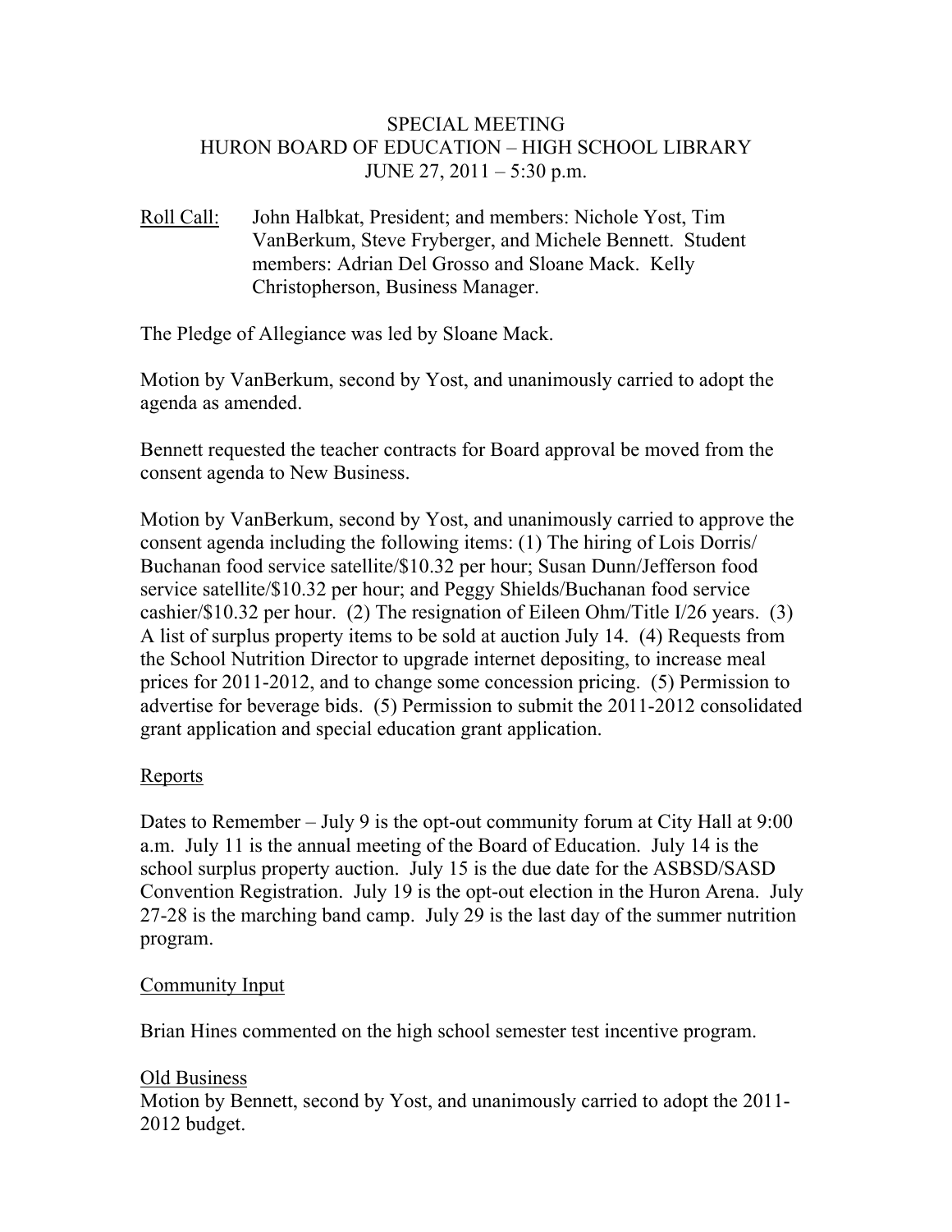SPECIAL MEETING
HURON BOARD OF EDUCATION – HIGH SCHOOL LIBRARY
JUNE 27, 2011 – 5:30 p.m.

Roll Call: John Halbkat, President; and members: Nichole Yost, Tim VanBerkum, Steve Fryberger, and Michele Bennett. Student members: Adrian Del Grosso and Sloane Mack. Kelly Christopherson, Business Manager.

The Pledge of Allegiance was led by Sloane Mack.

Motion by VanBerkum, second by Yost, and unanimously carried to adopt the agenda as amended.

Bennett requested the teacher contracts for Board approval be moved from the consent agenda to New Business.

Motion by VanBerkum, second by Yost, and unanimously carried to approve the consent agenda including the following items: (1) The hiring of Lois Dorris/ Buchanan food service satellite/$10.32 per hour; Susan Dunn/Jefferson food service satellite/$10.32 per hour; and Peggy Shields/Buchanan food service cashier/$10.32 per hour. (2) The resignation of Eileen Ohm/Title I/26 years. (3) A list of surplus property items to be sold at auction July 14. (4) Requests from the School Nutrition Director to upgrade internet depositing, to increase meal prices for 2011-2012, and to change some concession pricing. (5) Permission to advertise for beverage bids. (5) Permission to submit the 2011-2012 consolidated grant application and special education grant application.

Reports

Dates to Remember – July 9 is the opt-out community forum at City Hall at 9:00 a.m. July 11 is the annual meeting of the Board of Education. July 14 is the school surplus property auction. July 15 is the due date for the ASBSD/SASD Convention Registration. July 19 is the opt-out election in the Huron Arena. July 27-28 is the marching band camp. July 29 is the last day of the summer nutrition program.

Community Input

Brian Hines commented on the high school semester test incentive program.

Old Business

Motion by Bennett, second by Yost, and unanimously carried to adopt the 2011-2012 budget.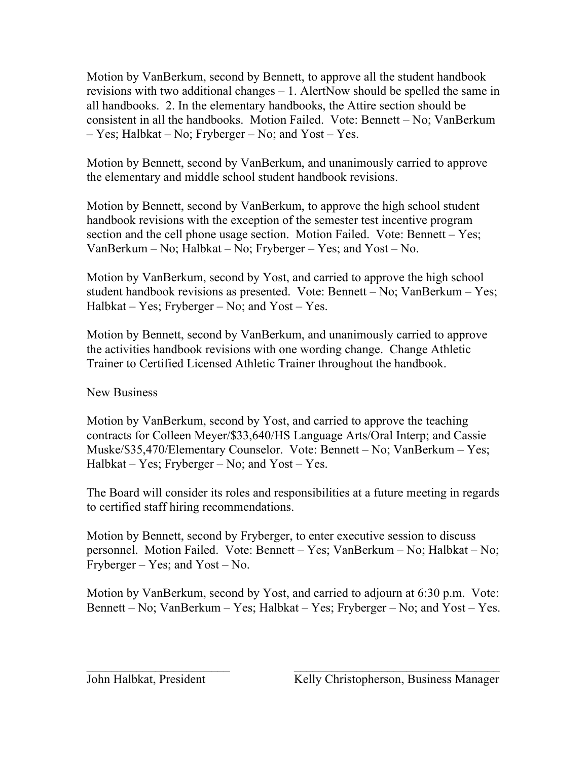Motion by VanBerkum, second by Bennett, to approve all the student handbook revisions with two additional changes – 1. AlertNow should be spelled the same in all handbooks. 2. In the elementary handbooks, the Attire section should be consistent in all the handbooks. Motion Failed. Vote: Bennett – No; VanBerkum – Yes; Halbkat – No; Fryberger – No; and Yost – Yes.

Motion by Bennett, second by VanBerkum, and unanimously carried to approve the elementary and middle school student handbook revisions.

Motion by Bennett, second by VanBerkum, to approve the high school student handbook revisions with the exception of the semester test incentive program section and the cell phone usage section. Motion Failed. Vote: Bennett – Yes; VanBerkum – No; Halbkat – No; Fryberger – Yes; and Yost – No.

Motion by VanBerkum, second by Yost, and carried to approve the high school student handbook revisions as presented. Vote: Bennett – No; VanBerkum – Yes; Halbkat – Yes; Fryberger – No; and Yost – Yes.

Motion by Bennett, second by VanBerkum, and unanimously carried to approve the activities handbook revisions with one wording change. Change Athletic Trainer to Certified Licensed Athletic Trainer throughout the handbook.

<u>New Business</u>

Motion by VanBerkum, second by Yost, and carried to approve the teaching contracts for Colleen Meyer/$33,640/HS Language Arts/Oral Interp; and Cassie Muske/$35,470/Elementary Counselor. Vote: Bennett – No; VanBerkum – Yes; Halbkat – Yes; Fryberger – No; and Yost – Yes.

The Board will consider its roles and responsibilities at a future meeting in regards to certified staff hiring recommendations.

Motion by Bennett, second by Fryberger, to enter executive session to discuss personnel. Motion Failed. Vote: Bennett – Yes; VanBerkum – No; Halbkat – No; Fryberger – Yes; and Yost – No.

Motion by VanBerkum, second by Yost, and carried to adjourn at 6:30 p.m. Vote: Bennett – No; VanBerkum – Yes; Halbkat – Yes; Fryberger – No; and Yost – Yes.

\_\_\_\_\_\_\_\_\_\_\_\_\_\_\_\_\_\_\_\_\_\_\_\_ \_\_\_\_\_\_\_\_\_\_\_\_\_\_\_\_\_\_\_\_\_\_\_\_\_\_\_\_\_\_\_\_\_\_\_

John Halbkat, President Kelly Christopherson, Business Manager